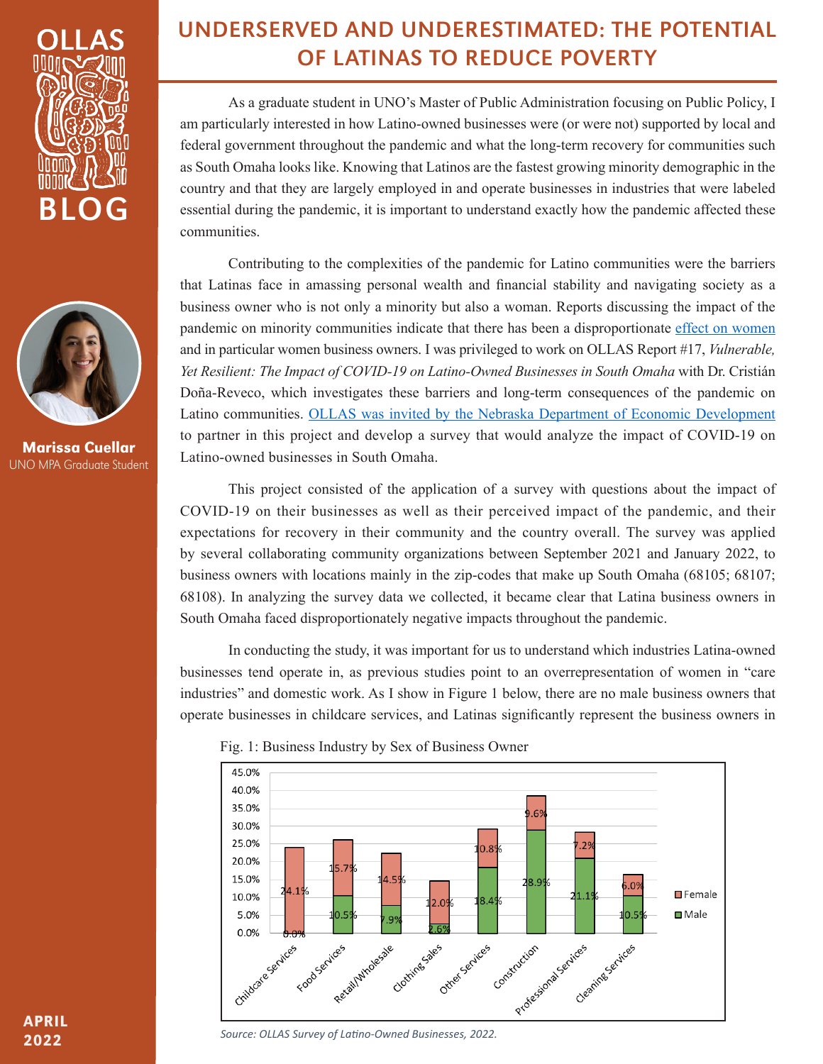OLLAS BLOG

Marissa Cuellar
UNO MPA Graduate Student

APRIL 2022

# UNDERSERVED AND UNDERESTIMATED: THE POTENTIAL OF LATINAS TO REDUCE POVERTY

As a graduate student in UNO's Master of Public Administration focusing on Public Policy, I am particularly interested in how Latino-owned businesses were (or were not) supported by local and federal government throughout the pandemic and what the long-term recovery for communities such as South Omaha looks like. Knowing that Latinos are the fastest growing minority demographic in the country and that they are largely employed in and operate businesses in industries that were labeled essential during the pandemic, it is important to understand exactly how the pandemic affected these communities.

Contributing to the complexities of the pandemic for Latino communities were the barriers that Latinas face in amassing personal wealth and financial stability and navigating society as a business owner who is not only a minority but also a woman. Reports discussing the impact of the pandemic on minority communities indicate that there has been a disproportionate effect on women and in particular women business owners. I was privileged to work on OLLAS Report #17, *Vulnerable, Yet Resilient: The Impact of COVID-19 on Latino-Owned Businesses in South Omaha* with Dr. Cristián Doña-Reveco, which investigates these barriers and long-term consequences of the pandemic on Latino communities. OLLAS was invited by the Nebraska Department of Economic Development to partner in this project and develop a survey that would analyze the impact of COVID-19 on Latino-owned businesses in South Omaha.

This project consisted of the application of a survey with questions about the impact of COVID-19 on their businesses as well as their perceived impact of the pandemic, and their expectations for recovery in their community and the country overall. The survey was applied by several collaborating community organizations between September 2021 and January 2022, to business owners with locations mainly in the zip-codes that make up South Omaha (68105; 68107; 68108). In analyzing the survey data we collected, it became clear that Latina business owners in South Omaha faced disproportionately negative impacts throughout the pandemic.

In conducting the study, it was important for us to understand which industries Latina-owned businesses tend operate in, as previous studies point to an overrepresentation of women in "care industries" and domestic work. As I show in Figure 1 below, there are no male business owners that operate businesses in childcare services, and Latinas significantly represent the business owners in

Fig. 1: Business Industry by Sex of Business Owner

| Industry | Male | Female |
|---|---|---|
| Childcare Services | 0.0% | 24.1% |
| Food Services | 10.5% | 15.7% |
| Retail/Wholesale | 7.9% | 14.5% |
| Clothing Sales | 2.6% | 12.0% |
| Other Services | 18.4% | 10.8% |
| Construction | 28.9% | 9.6% |
| Professional Services | 21.1% | 7.2% |
| Cleaning Services | 10.5% | 6.0% |

*Source: OLLAS Survey of Latino-Owned Businesses, 2022.*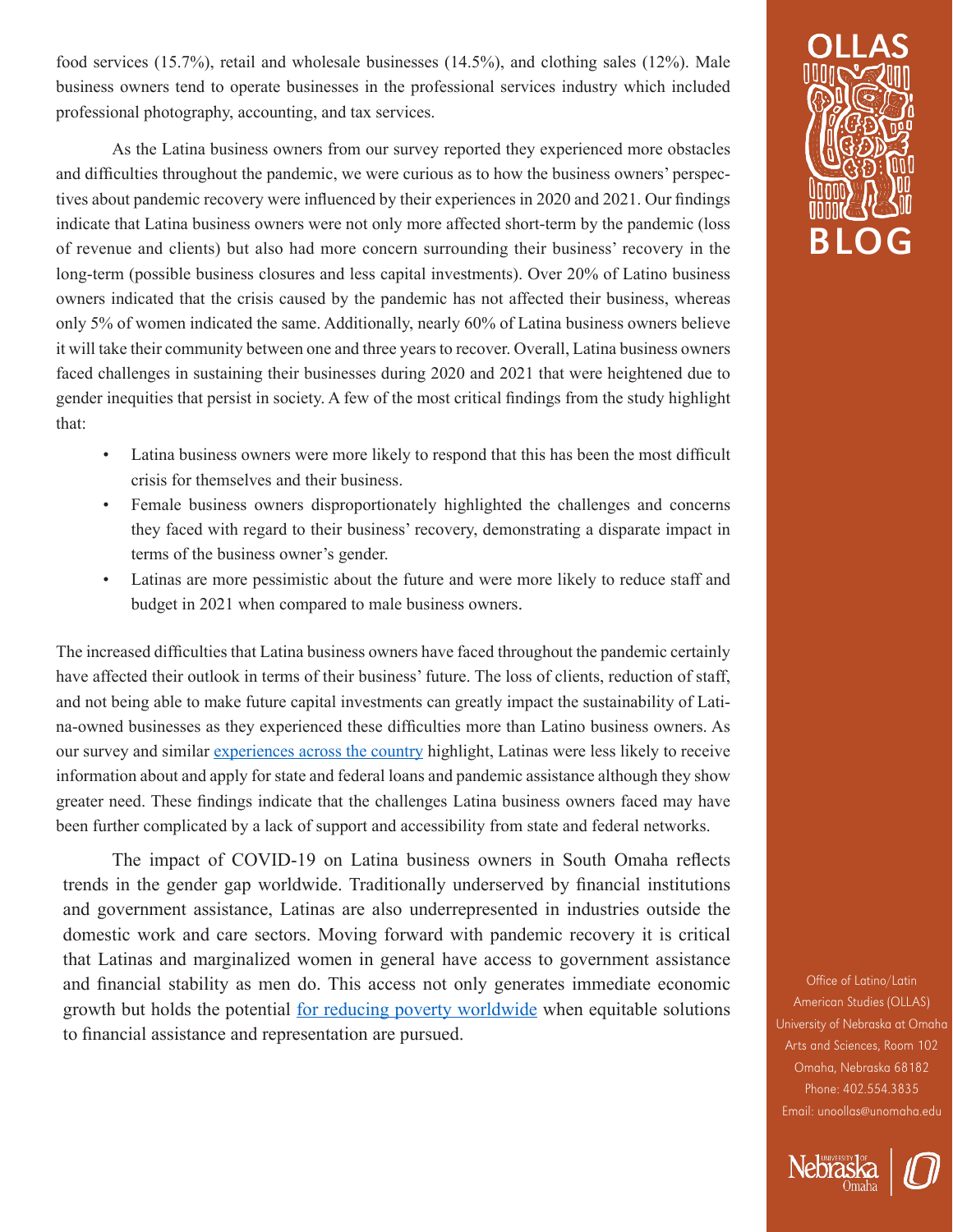food services (15.7%), retail and wholesale businesses (14.5%), and clothing sales (12%). Male business owners tend to operate businesses in the professional services industry which included professional photography, accounting, and tax services.

As the Latina business owners from our survey reported they experienced more obstacles and difficulties throughout the pandemic, we were curious as to how the business owners' perspectives about pandemic recovery were influenced by their experiences in 2020 and 2021. Our findings indicate that Latina business owners were not only more affected short-term by the pandemic (loss of revenue and clients) but also had more concern surrounding their business' recovery in the long-term (possible business closures and less capital investments). Over 20% of Latino business owners indicated that the crisis caused by the pandemic has not affected their business, whereas only 5% of women indicated the same. Additionally, nearly 60% of Latina business owners believe it will take their community between one and three years to recover. Overall, Latina business owners faced challenges in sustaining their businesses during 2020 and 2021 that were heightened due to gender inequities that persist in society. A few of the most critical findings from the study highlight that:

- Latina business owners were more likely to respond that this has been the most difficult crisis for themselves and their business.
- Female business owners disproportionately highlighted the challenges and concerns they faced with regard to their business' recovery, demonstrating a disparate impact in terms of the business owner's gender.
- Latinas are more pessimistic about the future and were more likely to reduce staff and budget in 2021 when compared to male business owners.

The increased difficulties that Latina business owners have faced throughout the pandemic certainly have affected their outlook in terms of their business' future. The loss of clients, reduction of staff, and not being able to make future capital investments can greatly impact the sustainability of Latina-owned businesses as they experienced these difficulties more than Latino business owners. As our survey and similar [experiences across the country]() highlight, Latinas were less likely to receive information about and apply for state and federal loans and pandemic assistance although they show greater need. These findings indicate that the challenges Latina business owners faced may have been further complicated by a lack of support and accessibility from state and federal networks.

The impact of COVID-19 on Latina business owners in South Omaha reflects trends in the gender gap worldwide. Traditionally underserved by financial institutions and government assistance, Latinas are also underrepresented in industries outside the domestic work and care sectors. Moving forward with pandemic recovery it is critical that Latinas and marginalized women in general have access to government assistance and financial stability as men do. This access not only generates immediate economic growth but holds the potential [for reducing poverty worldwide]() when equitable solutions to financial assistance and representation are pursued.

OLLAS BLOG

Office of Latino/Latin American Studies (OLLAS)
University of Nebraska at Omaha
Arts and Sciences, Room 102
Omaha, Nebraska 68182
Phone: 402.554.3835
Email: unoollas@unomaha.edu